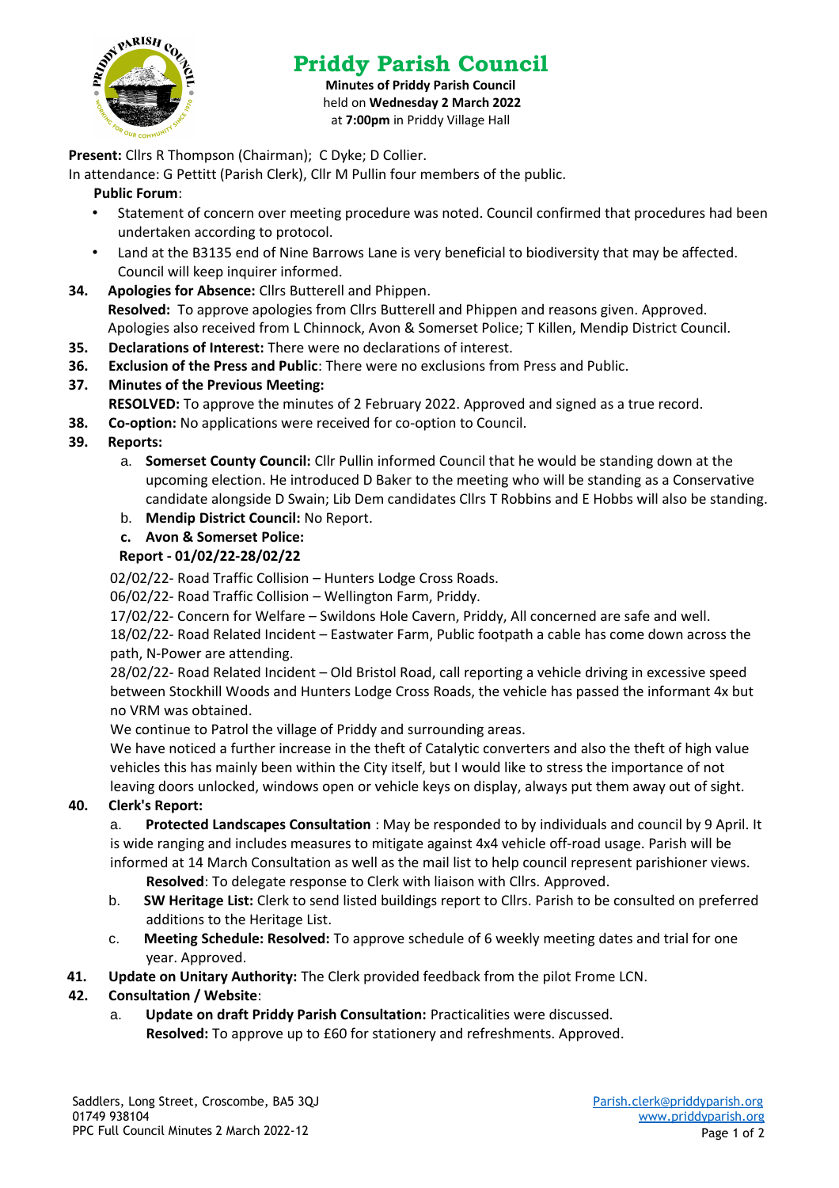# Priddy Parish Council

**Minutes of Priddy Parish Council**
held on **Wednesday 2 March 2022**
at **7:00pm** in Priddy Village Hall

**Present:** Cllrs R Thompson (Chairman); C Dyke; D Collier.

In attendance: G Pettitt (Parish Clerk), Cllr M Pullin four members of the public.

**Public Forum**:

- Statement of concern over meeting procedure was noted. Council confirmed that procedures had been undertaken according to protocol.
- Land at the B3135 end of Nine Barrows Lane is very beneficial to biodiversity that may be affected. Council will keep inquirer informed.

**34. Apologies for Absence:** Cllrs Butterell and Phippen.
**Resolved:** To approve apologies from Cllrs Butterell and Phippen and reasons given. Approved.
Apologies also received from L Chinnock, Avon & Somerset Police; T Killen, Mendip District Council.

**35. Declarations of Interest:** There were no declarations of interest.

**36. Exclusion of the Press and Public**: There were no exclusions from Press and Public.

**37. Minutes of the Previous Meeting:**
**RESOLVED:** To approve the minutes of 2 February 2022. Approved and signed as a true record.

**38. Co-option:** No applications were received for co-option to Council.

**39. Reports:**

a. **Somerset County Council:** Cllr Pullin informed Council that he would be standing down at the upcoming election. He introduced D Baker to the meeting who will be standing as a Conservative candidate alongside D Swain; Lib Dem candidates Cllrs T Robbins and E Hobbs will also be standing.

b. **Mendip District Council:** No Report.

c. **Avon & Somerset Police:**

**Report - 01/02/22-28/02/22**

02/02/22- Road Traffic Collision – Hunters Lodge Cross Roads.

06/02/22- Road Traffic Collision – Wellington Farm, Priddy.

17/02/22- Concern for Welfare – Swildons Hole Cavern, Priddy, All concerned are safe and well.

18/02/22- Road Related Incident – Eastwater Farm, Public footpath a cable has come down across the path, N-Power are attending.

28/02/22- Road Related Incident – Old Bristol Road, call reporting a vehicle driving in excessive speed between Stockhill Woods and Hunters Lodge Cross Roads, the vehicle has passed the informant 4x but no VRM was obtained.

We continue to Patrol the village of Priddy and surrounding areas.

We have noticed a further increase in the theft of Catalytic converters and also the theft of high value vehicles this has mainly been within the City itself, but I would like to stress the importance of not leaving doors unlocked, windows open or vehicle keys on display, always put them away out of sight.

**40. Clerk's Report:**

a. **Protected Landscapes Consultation** : May be responded to by individuals and council by 9 April. It is wide ranging and includes measures to mitigate against 4x4 vehicle off-road usage. Parish will be informed at 14 March Consultation as well as the mail list to help council represent parishioner views.
**Resolved**: To delegate response to Clerk with liaison with Cllrs. Approved.

b. **SW Heritage List:** Clerk to send listed buildings report to Cllrs. Parish to be consulted on preferred additions to the Heritage List.

c. **Meeting Schedule: Resolved:** To approve schedule of 6 weekly meeting dates and trial for one year. Approved.

**41. Update on Unitary Authority:** The Clerk provided feedback from the pilot Frome LCN.

**42. Consultation / Website**:

a. **Update on draft Priddy Parish Consultation:** Practicalities were discussed.
**Resolved:** To approve up to £60 for stationery and refreshments. Approved.

Saddlers, Long Street, Croscombe, BA5 3QJ
01749 938104
PPC Full Council Minutes 2 March 2022-12

Parish.clerk@priddyparish.org
www.priddyparish.org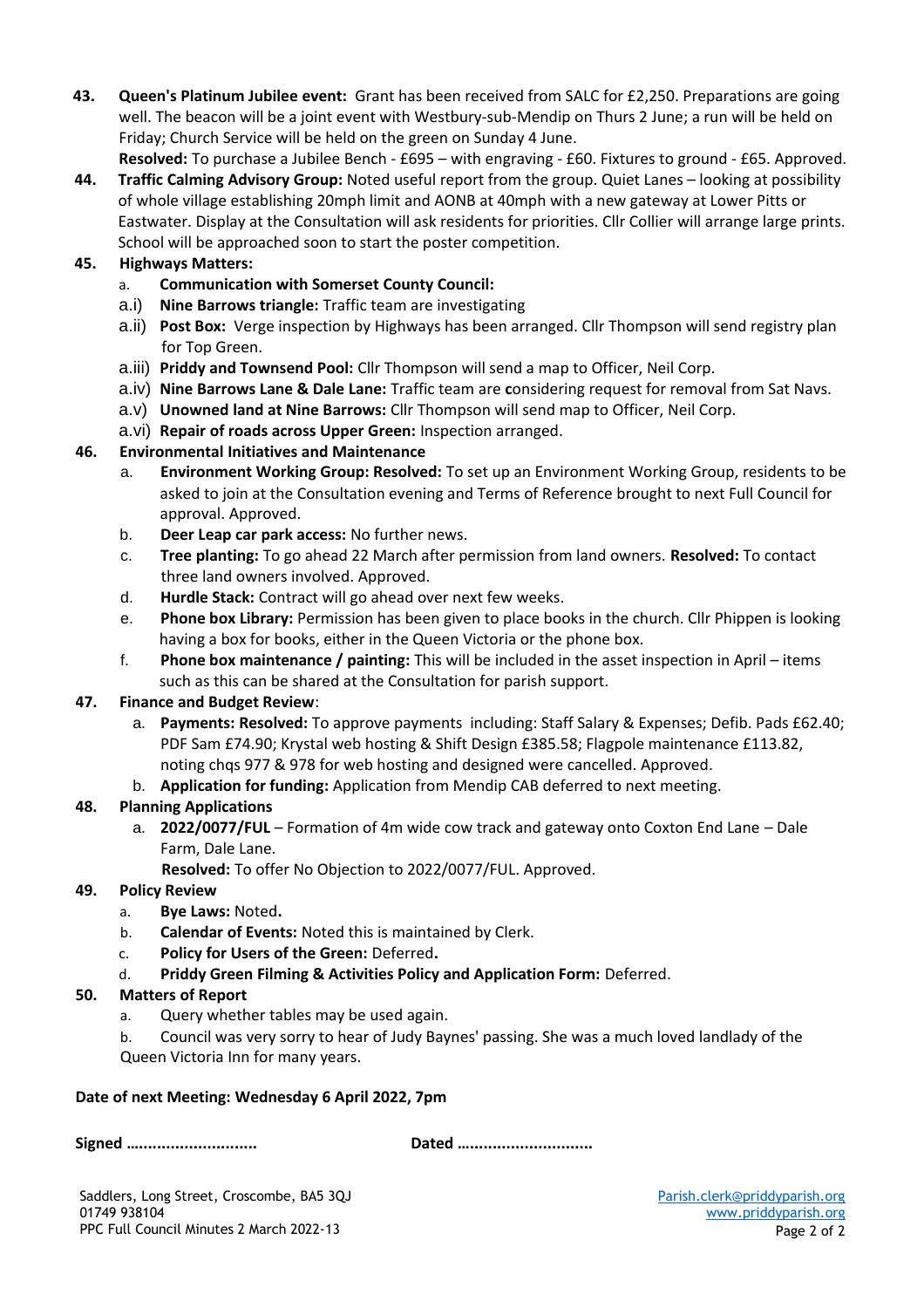**43. Queen's Platinum Jubilee event:** Grant has been received from SALC for £2,250. Preparations are going well. The beacon will be a joint event with Westbury-sub-Mendip on Thurs 2 June; a run will be held on Friday; Church Service will be held on the green on Sunday 4 June.
**Resolved:** To purchase a Jubilee Bench - £695 – with engraving - £60. Fixtures to ground - £65. Approved.

**44. Traffic Calming Advisory Group:** Noted useful report from the group. Quiet Lanes – looking at possibility of whole village establishing 20mph limit and AONB at 40mph with a new gateway at Lower Pitts or Eastwater. Display at the Consultation will ask residents for priorities. Cllr Collier will arrange large prints. School will be approached soon to start the poster competition.

**45. Highways Matters:**

- a. **Communication with Somerset County Council:**
- a.i) **Nine Barrows triangle:** Traffic team are investigating
- a.ii) **Post Box:** Verge inspection by Highways has been arranged. Cllr Thompson will send registry plan for Top Green.
- a.iii) **Priddy and Townsend Pool:** Cllr Thompson will send a map to Officer, Neil Corp.
- a.iv) **Nine Barrows Lane & Dale Lane:** Traffic team are **c**onsidering request for removal from Sat Navs.
- a.v) **Unowned land at Nine Barrows:** Cllr Thompson will send map to Officer, Neil Corp.
- a.vi) **Repair of roads across Upper Green:** Inspection arranged.

**46. Environmental Initiatives and Maintenance**

- a. **Environment Working Group: Resolved:** To set up an Environment Working Group, residents to be asked to join at the Consultation evening and Terms of Reference brought to next Full Council for approval. Approved.
- b. **Deer Leap car park access:** No further news.
- c. **Tree planting:** To go ahead 22 March after permission from land owners. **Resolved:** To contact three land owners involved. Approved.
- d. **Hurdle Stack:** Contract will go ahead over next few weeks.
- e. **Phone box Library:** Permission has been given to place books in the church. Cllr Phippen is looking having a box for books, either in the Queen Victoria or the phone box.
- f. **Phone box maintenance / painting:** This will be included in the asset inspection in April – items such as this can be shared at the Consultation for parish support.

**47. Finance and Budget Review**:

- a. **Payments: Resolved:** To approve payments including: Staff Salary & Expenses; Defib. Pads £62.40; PDF Sam £74.90; Krystal web hosting & Shift Design £385.58; Flagpole maintenance £113.82, noting chqs 977 & 978 for web hosting and designed were cancelled. Approved.
- b. **Application for funding:** Application from Mendip CAB deferred to next meeting.

**48. Planning Applications**

- a. **2022/0077/FUL** – Formation of 4m wide cow track and gateway onto Coxton End Lane – Dale Farm, Dale Lane.
  **Resolved:** To offer No Objection to 2022/0077/FUL. Approved.

**49. Policy Review**

- a. **Bye Laws:** Noted**.**
- b. **Calendar of Events:** Noted this is maintained by Clerk.
- c. **Policy for Users of the Green:** Deferred**.**
- d. **Priddy Green Filming & Activities Policy and Application Form:** Deferred.

**50. Matters of Report**

- a. Query whether tables may be used again.
- b. Council was very sorry to hear of Judy Baynes' passing. She was a much loved landlady of the Queen Victoria Inn for many years.

**Date of next Meeting: Wednesday 6 April 2022, 7pm**

**Signed ............................** **Dated .............................**

Saddlers, Long Street, Croscombe, BA5 3QJ
01749 938104
PPC Full Council Minutes 2 March 2022-13

Parish.clerk@priddyparish.org
www.priddyparish.org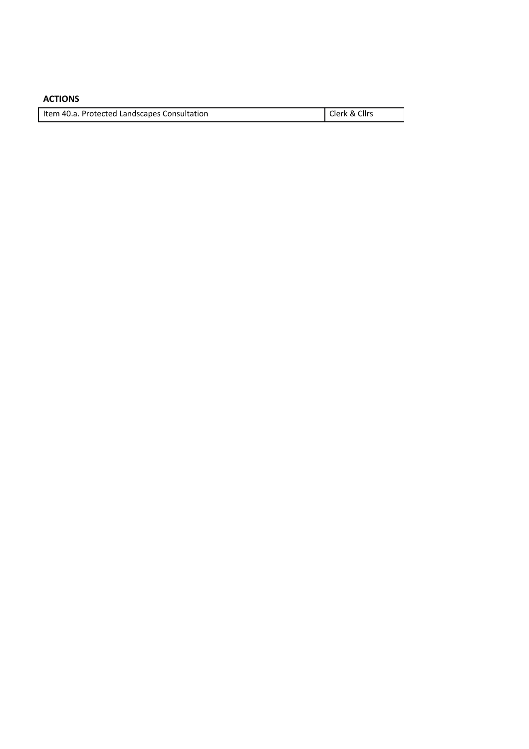**ACTIONS**

| | |
|---|---|
| Item 40.a. Protected Landscapes Consultation | Clerk & Cllrs |